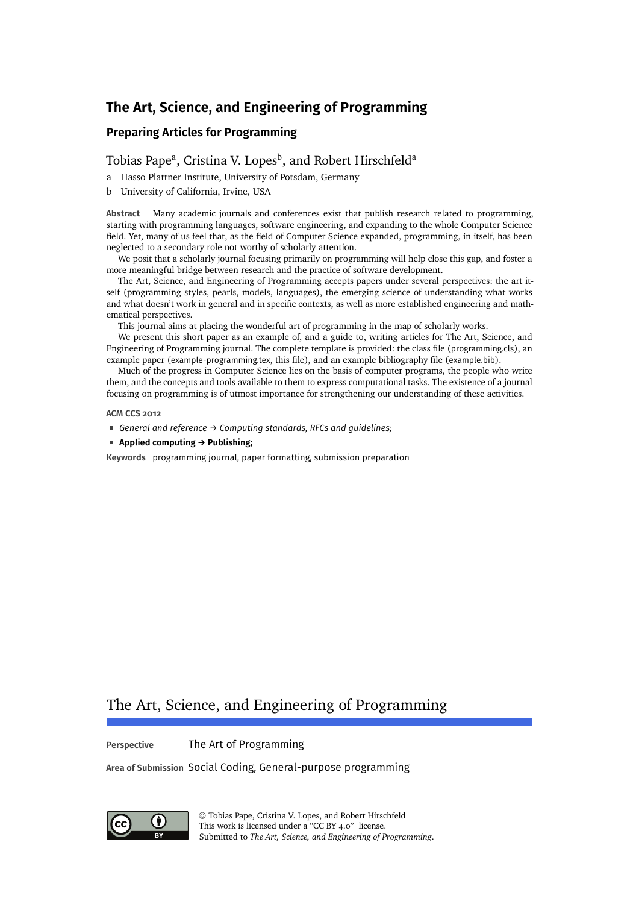# The Art, Science, and Engineering of Programming

## Preparing Articles for Programming

Tobias Pape[a], Cristina V. Lopes[b], and Robert Hirschfeld[a]

a Hasso Plattner Institute, University of Potsdam, Germany

b University of California, Irvine, USA

**Abstract** Many academic journals and conferences exist that publish research related to programming, starting with programming languages, software engineering, and expanding to the whole Computer Science field. Yet, many of us feel that, as the field of Computer Science expanded, programming, in itself, has been neglected to a secondary role not worthy of scholarly attention.

We posit that a scholarly journal focusing primarily on programming will help close this gap, and foster a more meaningful bridge between research and the practice of software development.

The Art, Science, and Engineering of Programming accepts papers under several perspectives: the art itself (programming styles, pearls, models, languages), the emerging science of understanding what works and what doesn't work in general and in specific contexts, as well as more established engineering and mathematical perspectives.

This journal aims at placing the wonderful art of programming in the map of scholarly works.

We present this short paper as an example of, and a guide to, writing articles for The Art, Science, and Engineering of Programming journal. The complete template is provided: the class file (programming.cls), an example paper (example-programming.tex, this file), and an example bibliography file (example.bib).

Much of the progress in Computer Science lies on the basis of computer programs, the people who write them, and the concepts and tools available to them to express computational tasks. The existence of a journal focusing on programming is of utmost importance for strengthening our understanding of these activities.

**ACM CCS 2012**

- *General and reference → Computing standards, RFCs and guidelines;*
- **Applied computing → Publishing;**

**Keywords** programming journal, paper formatting, submission preparation

# The Art, Science, and Engineering of Programming

**Perspective** The Art of Programming

**Area of Submission** Social Coding, General-purpose programming

© Tobias Pape, Cristina V. Lopes, and Robert Hirschfeld
This work is licensed under a "CC BY 4.0" license.
Submitted to *The Art, Science, and Engineering of Programming*.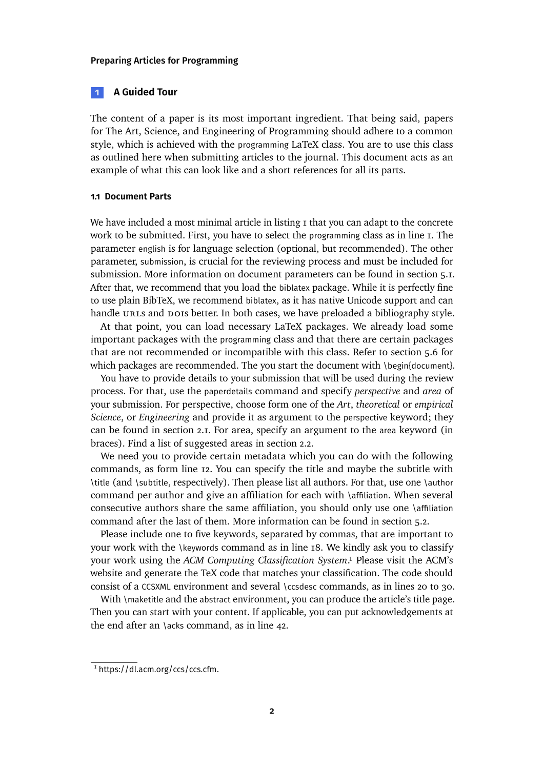# 1 A Guided Tour

The content of a paper is its most important ingredient. That being said, papers for The Art, Science, and Engineering of Programming should adhere to a common style, which is achieved with the programming LaTeX class. You are to use this class as outlined here when submitting articles to the journal. This document acts as an example of what this can look like and a short references for all its parts.

## 1.1 Document Parts

We have included a most minimal article in listing 1 that you can adapt to the concrete work to be submitted. First, you have to select the programming class as in line 1. The parameter english is for language selection (optional, but recommended). The other parameter, submission, is crucial for the reviewing process and must be included for submission. More information on document parameters can be found in section 5.1. After that, we recommend that you load the biblatex package. While it is perfectly fine to use plain BibTeX, we recommend biblatex, as it has native Unicode support and can handle URLs and DOIs better. In both cases, we have preloaded a bibliography style.

At that point, you can load necessary LaTeX packages. We already load some important packages with the programming class and that there are certain packages that are not recommended or incompatible with this class. Refer to section 5.6 for which packages are recommended. The you start the document with \begin{document}.

You have to provide details to your submission that will be used during the review process. For that, use the paperdetails command and specify *perspective* and *area* of your submission. For perspective, choose form one of the *Art*, *theoretical* or *empirical Science*, or *Engineering* and provide it as argument to the perspective keyword; they can be found in section 2.1. For area, specify an argument to the area keyword (in braces). Find a list of suggested areas in section 2.2.

We need you to provide certain metadata which you can do with the following commands, as form line 12. You can specify the title and maybe the subtitle with \title (and \subtitle, respectively). Then please list all authors. For that, use one \author command per author and give an affiliation for each with \affiliation. When several consecutive authors share the same affiliation, you should only use one \affiliation command after the last of them. More information can be found in section 5.2.

Please include one to five keywords, separated by commas, that are important to your work with the \keywords command as in line 18. We kindly ask you to classify your work using the *ACM Computing Classification System*.[1] Please visit the ACM's website and generate the TeX code that matches your classification. The code should consist of a CCSXML environment and several \ccsdesc commands, as in lines 20 to 30.

With \maketitle and the abstract environment, you can produce the article's title page. Then you can start with your content. If applicable, you can put acknowledgements at the end after an \acks command, as in line 42.

---

[1] https://dl.acm.org/ccs/ccs.cfm.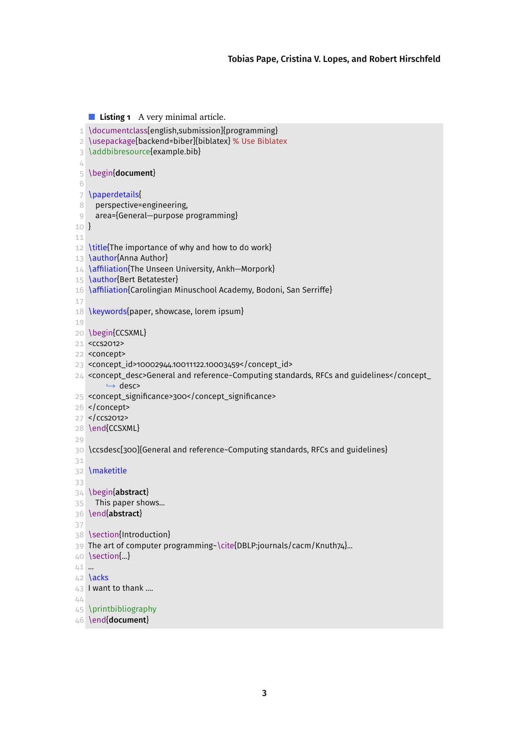**Listing 1** A very minimal article.

```latex
\documentclass[english,submission]{programming}
\usepackage[backend=biber]{biblatex} % Use Biblatex
\addbibresource{example.bib}

\begin{document}

\paperdetails{
  perspective=engineering,
  area={General—purpose programming}
}

\title{The importance of why and how to do work}
\author{Anna Author}
\affiliation{The Unseen University, Ankh—Morpork}
\author{Bert Betatester}
\affiliation{Carolingian Minuschool Academy, Bodoni, San Serriffe}

\keywords{paper, showcase, lorem ipsum}

\begin{CCSXML}
<ccs2012>
<concept>
<concept_id>10002944.10011122.10003459</concept_id>
<concept_desc>General and reference~Computing standards, RFCs and guidelines</concept_desc>
<concept_significance>300</concept_significance>
</concept>
</ccs2012>
\end{CCSXML}

\ccsdesc[300]{General and reference~Computing standards, RFCs and guidelines}

\maketitle

\begin{abstract}
  This paper shows...
\end{abstract}

\section{Introduction}
The art of computer programming~\cite{DBLP:journals/cacm/Knuth74}...
\section{...}
...
\acks
I want to thank ....

\printbibliography
\end{document}
```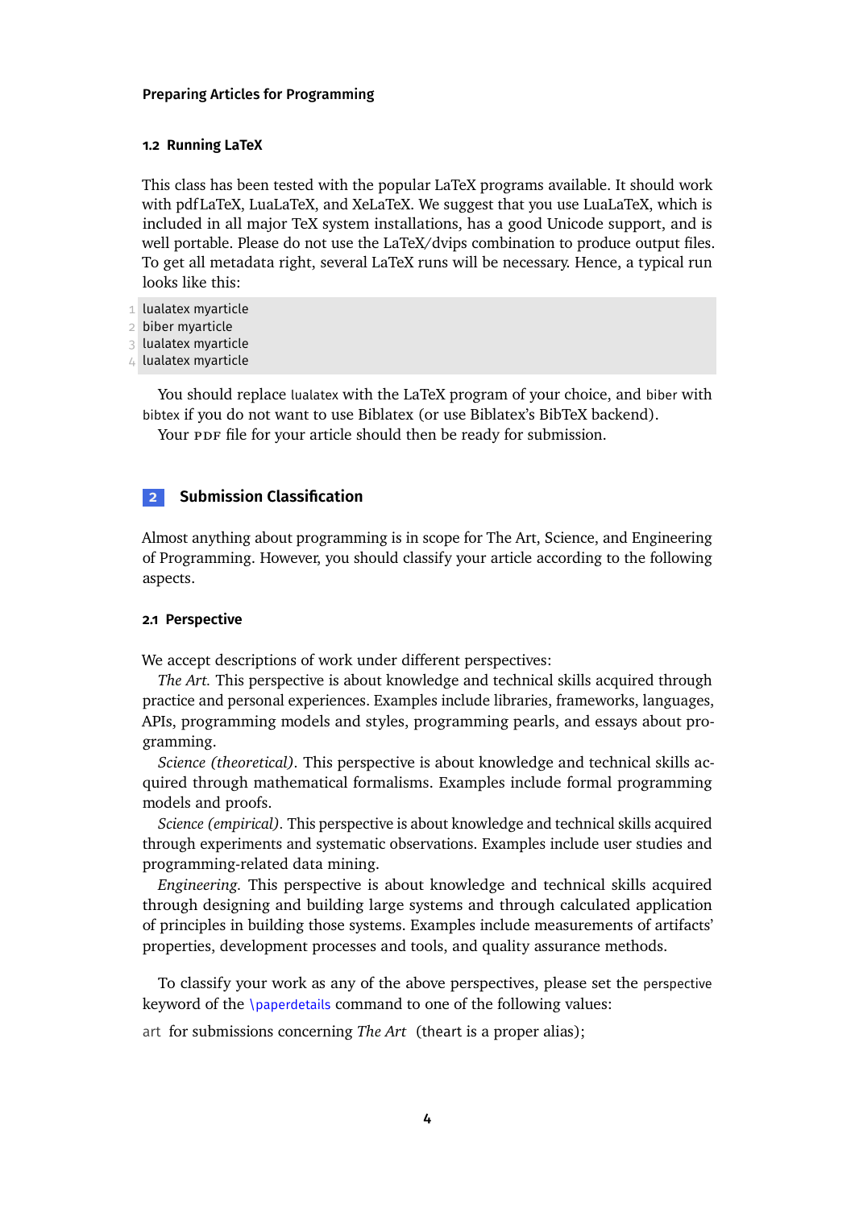### 1.2 Running LaTeX

This class has been tested with the popular LaTeX programs available. It should work with pdfLaTeX, LuaLaTeX, and XeLaTeX. We suggest that you use LuaLaTeX, which is included in all major TeX system installations, has a good Unicode support, and is well portable. Please do not use the LaTeX/dvips combination to produce output files. To get all metadata right, several LaTeX runs will be necessary. Hence, a typical run looks like this:

```
lualatex myarticle
biber myarticle
lualatex myarticle
lualatex myarticle
```

You should replace `lualatex` with the LaTeX program of your choice, and `biber` with `bibtex` if you do not want to use Biblatex (or use Biblatex's BibTeX backend).

Your PDF file for your article should then be ready for submission.

## 2 Submission Classification

Almost anything about programming is in scope for The Art, Science, and Engineering of Programming. However, you should classify your article according to the following aspects.

### 2.1 Perspective

We accept descriptions of work under different perspectives:

*The Art.* This perspective is about knowledge and technical skills acquired through practice and personal experiences. Examples include libraries, frameworks, languages, APIs, programming models and styles, programming pearls, and essays about programming.

*Science (theoretical).* This perspective is about knowledge and technical skills acquired through mathematical formalisms. Examples include formal programming models and proofs.

*Science (empirical).* This perspective is about knowledge and technical skills acquired through experiments and systematic observations. Examples include user studies and programming-related data mining.

*Engineering.* This perspective is about knowledge and technical skills acquired through designing and building large systems and through calculated application of principles in building those systems. Examples include measurements of artifacts' properties, development processes and tools, and quality assurance methods.

To classify your work as any of the above perspectives, please set the `perspective` keyword of the `\paperdetails` command to one of the following values:

`art` for submissions concerning *The Art* (theart is a proper alias);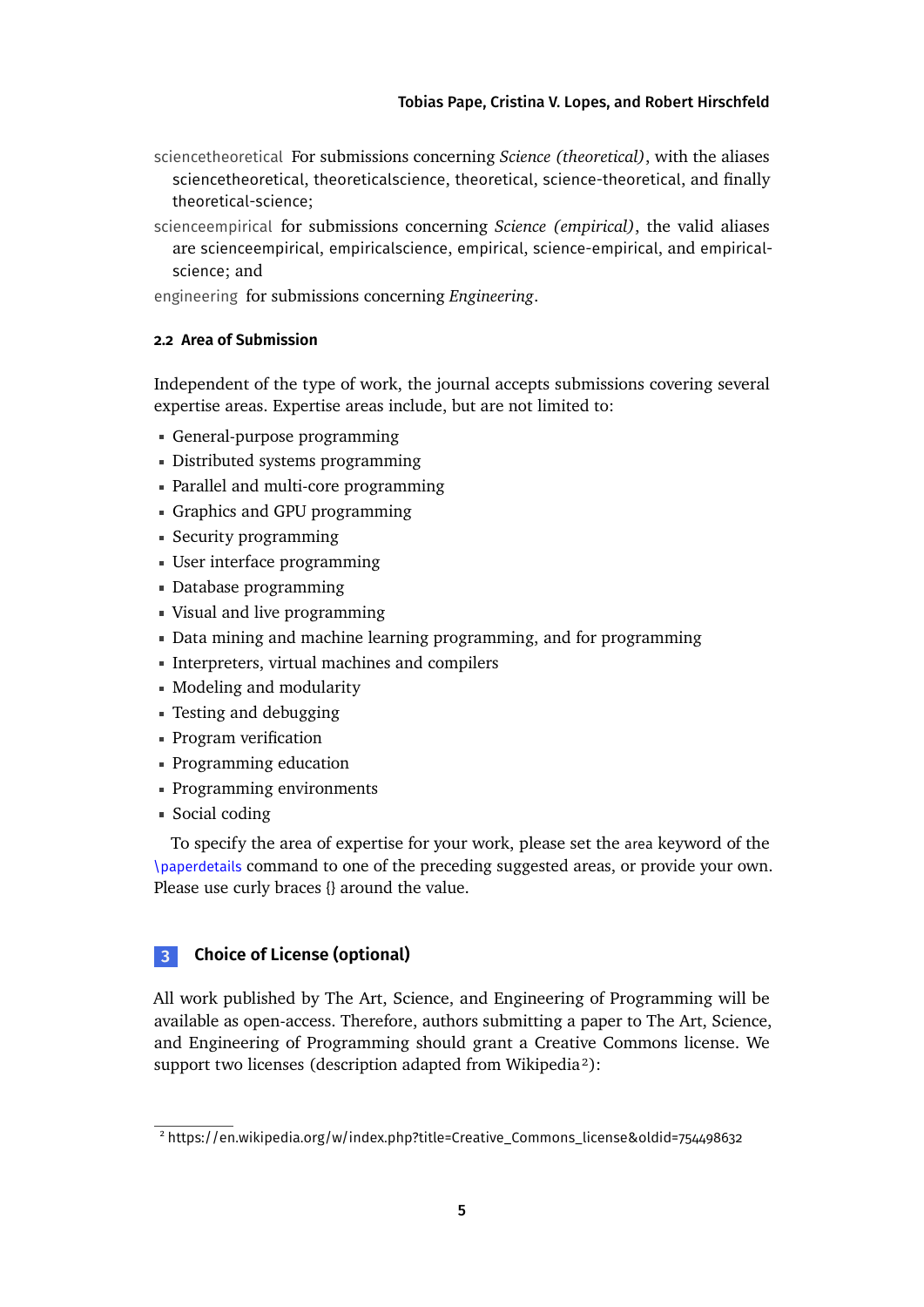sciencetheoretical For submissions concerning *Science (theoretical)*, with the aliases sciencetheoretical, theoreticalscience, theoretical, science-theoretical, and finally theoretical-science;

scienceempirical for submissions concerning *Science (empirical)*, the valid aliases are scienceempirical, empiricalscience, empirical, science-empirical, and empirical-science; and

engineering for submissions concerning *Engineering*.

### 2.2 Area of Submission

Independent of the type of work, the journal accepts submissions covering several expertise areas. Expertise areas include, but are not limited to:

- General-purpose programming
- Distributed systems programming
- Parallel and multi-core programming
- Graphics and GPU programming
- Security programming
- User interface programming
- Database programming
- Visual and live programming
- Data mining and machine learning programming, and for programming
- Interpreters, virtual machines and compilers
- Modeling and modularity
- Testing and debugging
- Program verification
- Programming education
- Programming environments
- Social coding

To specify the area of expertise for your work, please set the area keyword of the \paperdetails command to one of the preceding suggested areas, or provide your own. Please use curly braces {} around the value.

## 3 Choice of License (optional)

All work published by The Art, Science, and Engineering of Programming will be available as open-access. Therefore, authors submitting a paper to The Art, Science, and Engineering of Programming should grant a Creative Commons license. We support two licenses (description adapted from Wikipedia[2]):

[2] https://en.wikipedia.org/w/index.php?title=Creative_Commons_license&oldid=754498632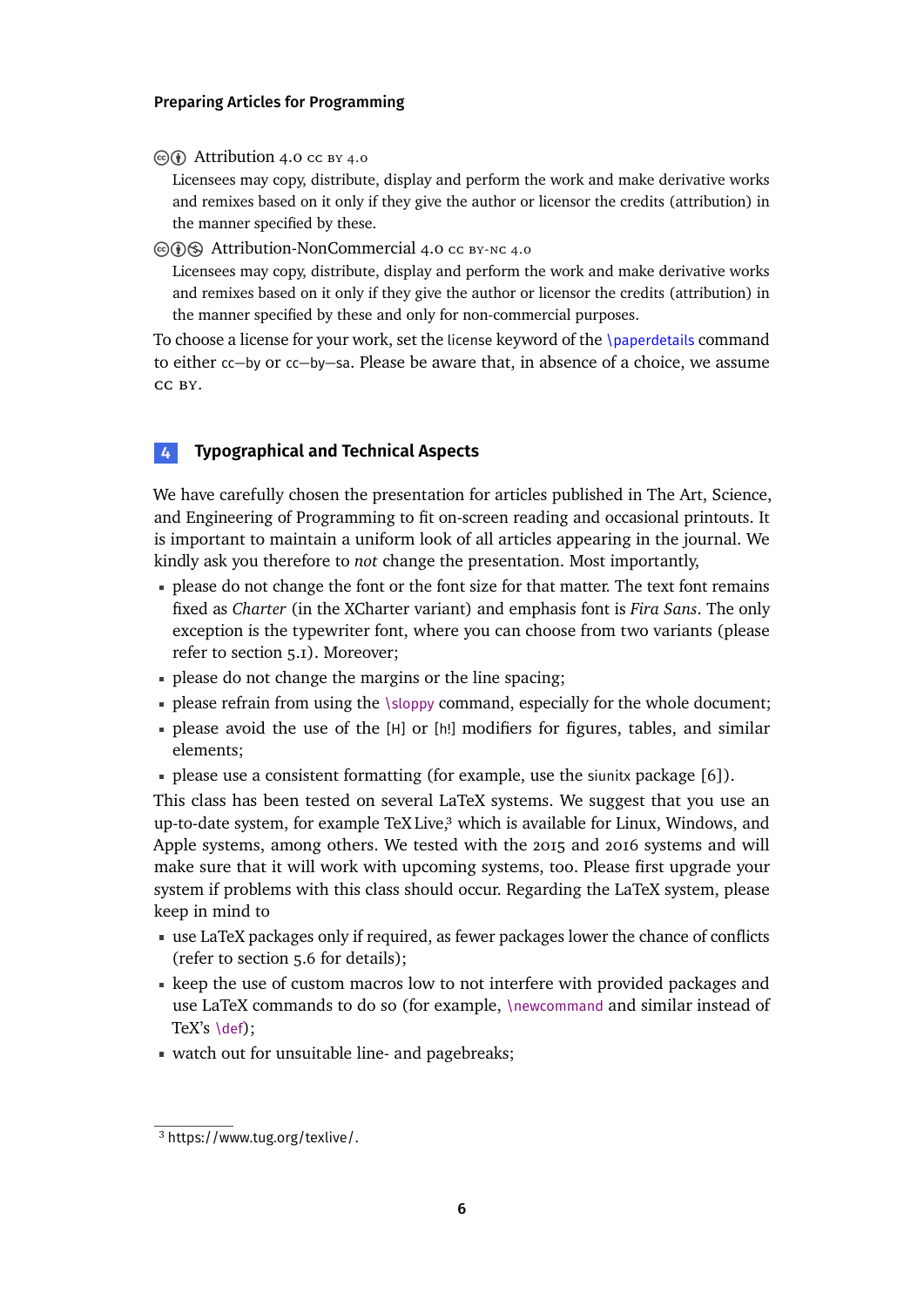🅭🅯 Attribution 4.0 CC BY 4.0
: Licensees may copy, distribute, display and perform the work and make derivative works and remixes based on it only if they give the author or licensor the credits (attribution) in the manner specified by these.

🅭🅯🄏 Attribution-NonCommercial 4.0 CC BY-NC 4.0
: Licensees may copy, distribute, display and perform the work and make derivative works and remixes based on it only if they give the author or licensor the credits (attribution) in the manner specified by these and only for non-commercial purposes.

To choose a license for your work, set the `license` keyword of the `\paperdetails` command to either `cc—by` or `cc—by—sa`. Please be aware that, in absence of a choice, we assume CC BY.

## 4 Typographical and Technical Aspects

We have carefully chosen the presentation for articles published in The Art, Science, and Engineering of Programming to fit on-screen reading and occasional printouts. It is important to maintain a uniform look of all articles appearing in the journal. We kindly ask you therefore to *not* change the presentation. Most importantly,

- please do not change the font or the font size for that matter. The text font remains fixed as *Charter* (in the XCharter variant) and emphasis font is *Fira Sans*. The only exception is the typewriter font, where you can choose from two variants (please refer to section 5.1). Moreover;
- please do not change the margins or the line spacing;
- please refrain from using the `\sloppy` command, especially for the whole document;
- please avoid the use of the `[H]` or `[h!]` modifiers for figures, tables, and similar elements;
- please use a consistent formatting (for example, use the `siunitx` package [6]).

This class has been tested on several LaTeX systems. We suggest that you use an up-to-date system, for example TeX Live,[3] which is available for Linux, Windows, and Apple systems, among others. We tested with the 2015 and 2016 systems and will make sure that it will work with upcoming systems, too. Please first upgrade your system if problems with this class should occur. Regarding the LaTeX system, please keep in mind to

- use LaTeX packages only if required, as fewer packages lower the chance of conflicts (refer to section 5.6 for details);
- keep the use of custom macros low to not interfere with provided packages and use LaTeX commands to do so (for example, `\newcommand` and similar instead of TeX's `\def`);
- watch out for unsuitable line- and pagebreaks;

[3] https://www.tug.org/texlive/.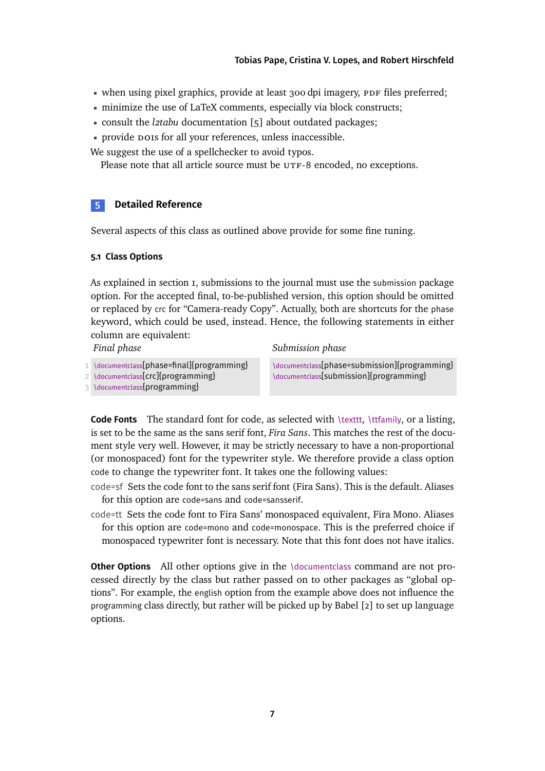- when using pixel graphics, provide at least 300 dpi imagery, PDF files preferred;
- minimize the use of LaTeX comments, especially via block constructs;
- consult the *l2tabu* documentation [5] about outdated packages;
- provide DOIs for all your references, unless inaccessible.

We suggest the use of a spellchecker to avoid typos.

Please note that all article source must be UTF-8 encoded, no exceptions.

## 5 Detailed Reference

Several aspects of this class as outlined above provide for some fine tuning.

### 5.1 Class Options

As explained in section 1, submissions to the journal must use the `submission` package option. For the accepted final, to-be-published version, this option should be omitted or replaced by `crc` for "Camera-ready Copy". Actually, both are shortcuts for the `phase` keyword, which could be used, instead. Hence, the following statements in either column are equivalent:

*Final phase*

```
\documentclass[phase=final]{programming}
\documentclass[crc]{programming}
\documentclass{programming}
```

*Submission phase*

```
\documentclass[phase=submission]{programming}
\documentclass[submission]{programming}
```

**Code Fonts** The standard font for code, as selected with `\texttt`, `\ttfamily`, or a listing, is set to be the same as the sans serif font, *Fira Sans*. This matches the rest of the document style very well. However, it may be strictly necessary to have a non-proportional (or monospaced) font for the typewriter style. We therefore provide a class option `code` to change the typewriter font. It takes one the following values:

`code=sf` Sets the code font to the sans serif font (Fira Sans). This is the default. Aliases for this option are `code=sans` and `code=sansserif`.

`code=tt` Sets the code font to Fira Sans' monospaced equivalent, Fira Mono. Aliases for this option are `code=mono` and `code=monospace`. This is the preferred choice if monospaced typewriter font is necessary. Note that this font does not have italics.

**Other Options** All other options give in the `\documentclass` command are not processed directly by the class but rather passed on to other packages as "global options". For example, the `english` option from the example above does not influence the `programming` class directly, but rather will be picked up by Babel [2] to set up language options.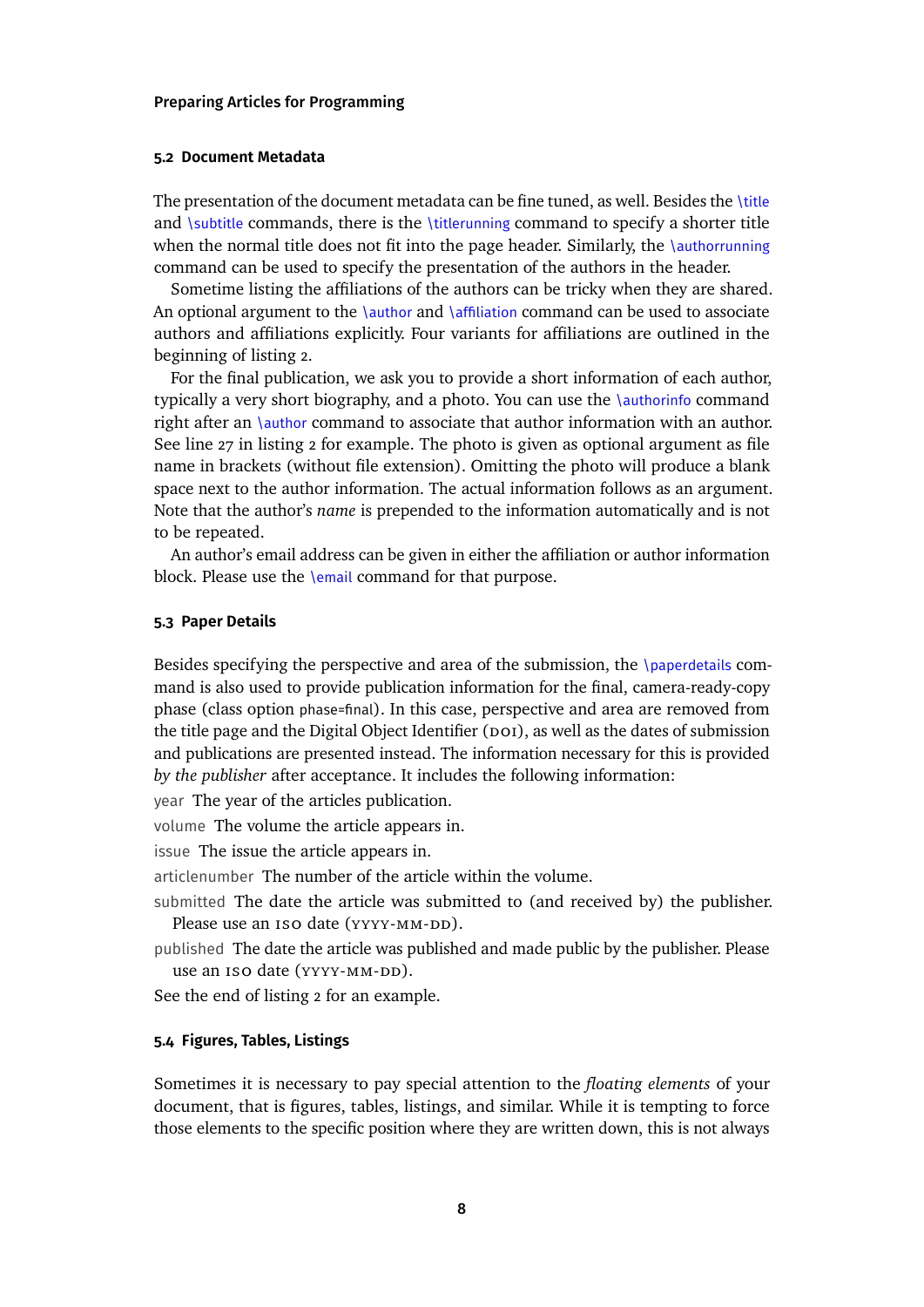## 5.2 Document Metadata

The presentation of the document metadata can be fine tuned, as well. Besides the `\title` and `\subtitle` commands, there is the `\titlerunning` command to specify a shorter title when the normal title does not fit into the page header. Similarly, the `\authorrunning` command can be used to specify the presentation of the authors in the header.

Sometime listing the affiliations of the authors can be tricky when they are shared. An optional argument to the `\author` and `\affiliation` command can be used to associate authors and affiliations explicitly. Four variants for affiliations are outlined in the beginning of listing 2.

For the final publication, we ask you to provide a short information of each author, typically a very short biography, and a photo. You can use the `\authorinfo` command right after an `\author` command to associate that author information with an author. See line 27 in listing 2 for example. The photo is given as optional argument as file name in brackets (without file extension). Omitting the photo will produce a blank space next to the author information. The actual information follows as an argument. Note that the author's *name* is prepended to the information automatically and is not to be repeated.

An author's email address can be given in either the affiliation or author information block. Please use the `\email` command for that purpose.

## 5.3 Paper Details

Besides specifying the perspective and area of the submission, the `\paperdetails` command is also used to provide publication information for the final, camera-ready-copy phase (class option `phase=final`). In this case, perspective and area are removed from the title page and the Digital Object Identifier (DOI), as well as the dates of submission and publications are presented instead. The information necessary for this is provided *by the publisher* after acceptance. It includes the following information:

`year` The year of the articles publication.

`volume` The volume the article appears in.

`issue` The issue the article appears in.

`articlenumber` The number of the article within the volume.

`submitted` The date the article was submitted to (and received by) the publisher. Please use an ISO date (YYYY-MM-DD).

`published` The date the article was published and made public by the publisher. Please use an ISO date (YYYY-MM-DD).

See the end of listing 2 for an example.

## 5.4 Figures, Tables, Listings

Sometimes it is necessary to pay special attention to the *floating elements* of your document, that is figures, tables, listings, and similar. While it is tempting to force those elements to the specific position where they are written down, this is not always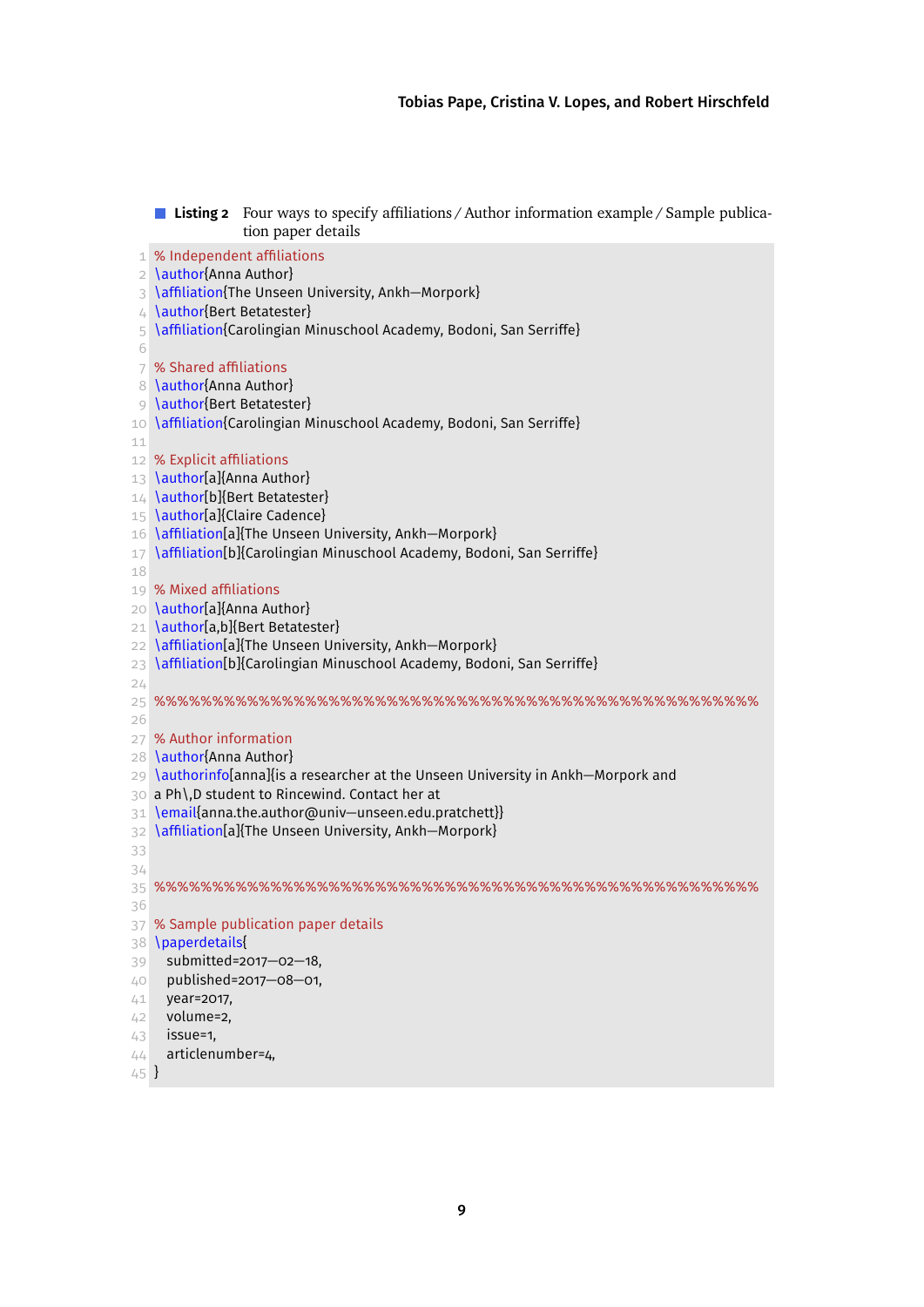**Listing 2** Four ways to specify affiliations / Author information example / Sample publication paper details

```
% Independent affiliations
\author{Anna Author}
\affiliation{The Unseen University, Ankh-Morpork}
\author{Bert Betatester}
\affiliation{Carolingian Minuschool Academy, Bodoni, San Serriffe}

% Shared affiliations
\author{Anna Author}
\author{Bert Betatester}
\affiliation{Carolingian Minuschool Academy, Bodoni, San Serriffe}

% Explicit affiliations
\author[a]{Anna Author}
\author[b]{Bert Betatester}
\author[a]{Claire Cadence}
\affiliation[a]{The Unseen University, Ankh-Morpork}
\affiliation[b]{Carolingian Minuschool Academy, Bodoni, San Serriffe}

% Mixed affiliations
\author[a]{Anna Author}
\author[a,b]{Bert Betatester}
\affiliation[a]{The Unseen University, Ankh-Morpork}
\affiliation[b]{Carolingian Minuschool Academy, Bodoni, San Serriffe}

%%%%%%%%%%%%%%%%%%%%%%%%%%%%%%%%%%%%%%%%%%%%%%%%%%%%%%%%%%%%%%%

% Author information
\author{Anna Author}
\authorinfo[anna]{is a researcher at the Unseen University in Ankh-Morpork and
a Ph\,D student to Rincewind. Contact her at
\email{anna.the.author@univ-unseen.edu.pratchett}}
\affiliation[a]{The Unseen University, Ankh-Morpork}


%%%%%%%%%%%%%%%%%%%%%%%%%%%%%%%%%%%%%%%%%%%%%%%%%%%%%%%%%%%%%%%

% Sample publication paper details
\paperdetails{
  submitted=2017-02-18,
  published=2017-08-01,
  year=2017,
  volume=2,
  issue=1,
  articlenumber=4,
}
```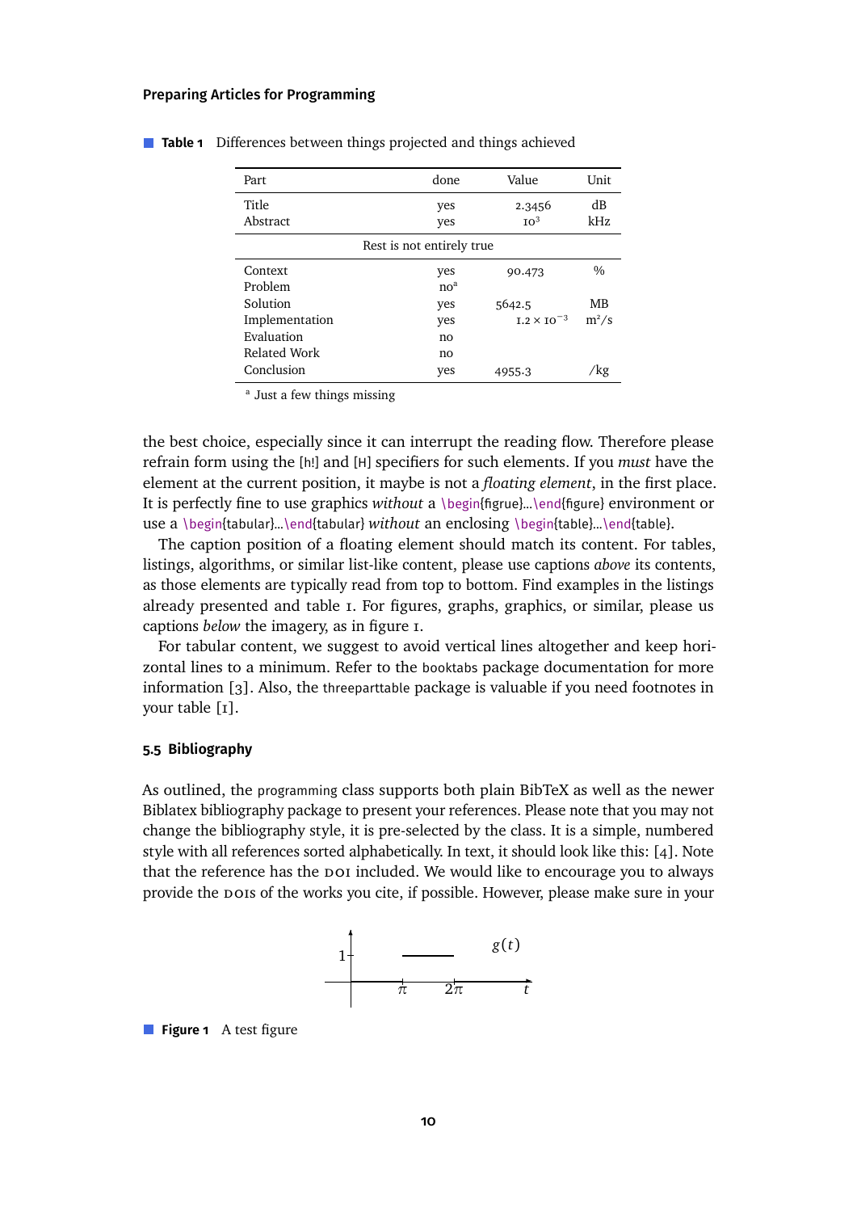**Table 1** Differences between things projected and things achieved

| Part | done | Value | Unit |
|---|---|---|---|
| Title | yes | 2.3456 | dB |
| Abstract | yes | $10^3$ | kHz |
| Rest is not entirely true | | | |
| Context | yes | 90.473 | % |
| Problem | no[a] | | |
| Solution | yes | 5642.5 | MB |
| Implementation | yes | $1.2 \times 10^{-3}$ | $m^2/s$ |
| Evaluation | no | | |
| Related Work | no | | |
| Conclusion | yes | 4955.3 | /kg |

[a] Just a few things missing

the best choice, especially since it can interrupt the reading flow. Therefore please refrain form using the [h!] and [H] specifiers for such elements. If you *must* have the element at the current position, it maybe is not a *floating element*, in the first place. It is perfectly fine to use graphics *without* a \begin{figrue}...\end{figure} environment or use a \begin{tabular}...\end{tabular} *without* an enclosing \begin{table}...\end{table}.

The caption position of a floating element should match its content. For tables, listings, algorithms, or similar list-like content, please use captions *above* its contents, as those elements are typically read from top to bottom. Find examples in the listings already presented and table 1. For figures, graphs, graphics, or similar, please us captions *below* the imagery, as in figure 1.

For tabular content, we suggest to avoid vertical lines altogether and keep horizontal lines to a minimum. Refer to the booktabs package documentation for more information [3]. Also, the threeparttable package is valuable if you need footnotes in your table [1].

### 5.5 Bibliography

As outlined, the programming class supports both plain BibTeX as well as the newer Biblatex bibliography package to present your references. Please note that you may not change the bibliography style, it is pre-selected by the class. It is a simple, numbered style with all references sorted alphabetically. In text, it should look like this: [4]. Note that the reference has the DOI included. We would like to encourage you to always provide the DOIs of the works you cite, if possible. However, please make sure in your

**Figure 1** A test figure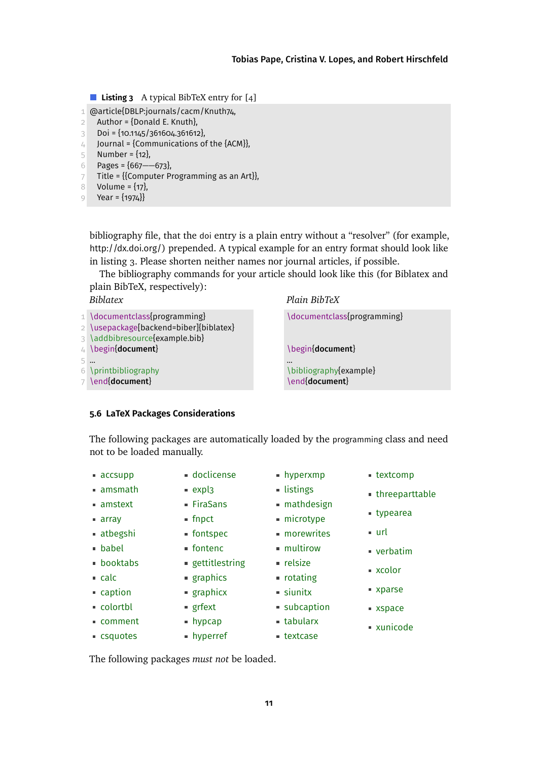**Listing 3** A typical BibTeX entry for [4]

```
@article{DBLP:journals/cacm/Knuth74,
  Author = {Donald E. Knuth},
  Doi = {10.1145/361604.361612},
  Journal = {Communications of the {ACM}},
  Number = {12},
  Pages = {667––673},
  Title = {{Computer Programming as an Art}},
  Volume = {17},
  Year = {1974}}
```

bibliography file, that the doi entry is a plain entry without a "resolver" (for example, http://dx.doi.org/) prepended. A typical example for an entry format should look like in listing 3. Please shorten neither names nor journal articles, if possible.

The bibliography commands for your article should look like this (for Biblatex and plain BibTeX, respectively):

*Biblatex*

```
\documentclass{programming}
\usepackage[backend=biber]{biblatex}
\addbibresource{example.bib}
\begin{document}
...
\printbibliography
\end{document}
```

*Plain BibTeX*

```
\documentclass{programming}


\begin{document}
...
\bibliography{example}
\end{document}
```

### 5.6 LaTeX Packages Considerations

The following packages are automatically loaded by the programming class and need not to be loaded manually.

- accsupp
- amsmath
- amstext
- array
- atbegshi
- babel
- booktabs
- calc
- caption
- colortbl
- comment
- csquotes
- doclicense
- expl3
- FiraSans
- fnpct
- fontspec
- fontenc
- gettitlestring
- graphics
- graphicx
- grfext
- hypcap
- hyperref
- hyperxmp
- listings
- mathdesign
- microtype
- morewrites
- multirow
- relsize
- rotating
- siunitx
- subcaption
- tabularx
- textcase
- textcomp
- threeparttable
- typearea
- url
- verbatim
- xcolor
- xparse
- xspace
- xunicode

The following packages *must not* be loaded.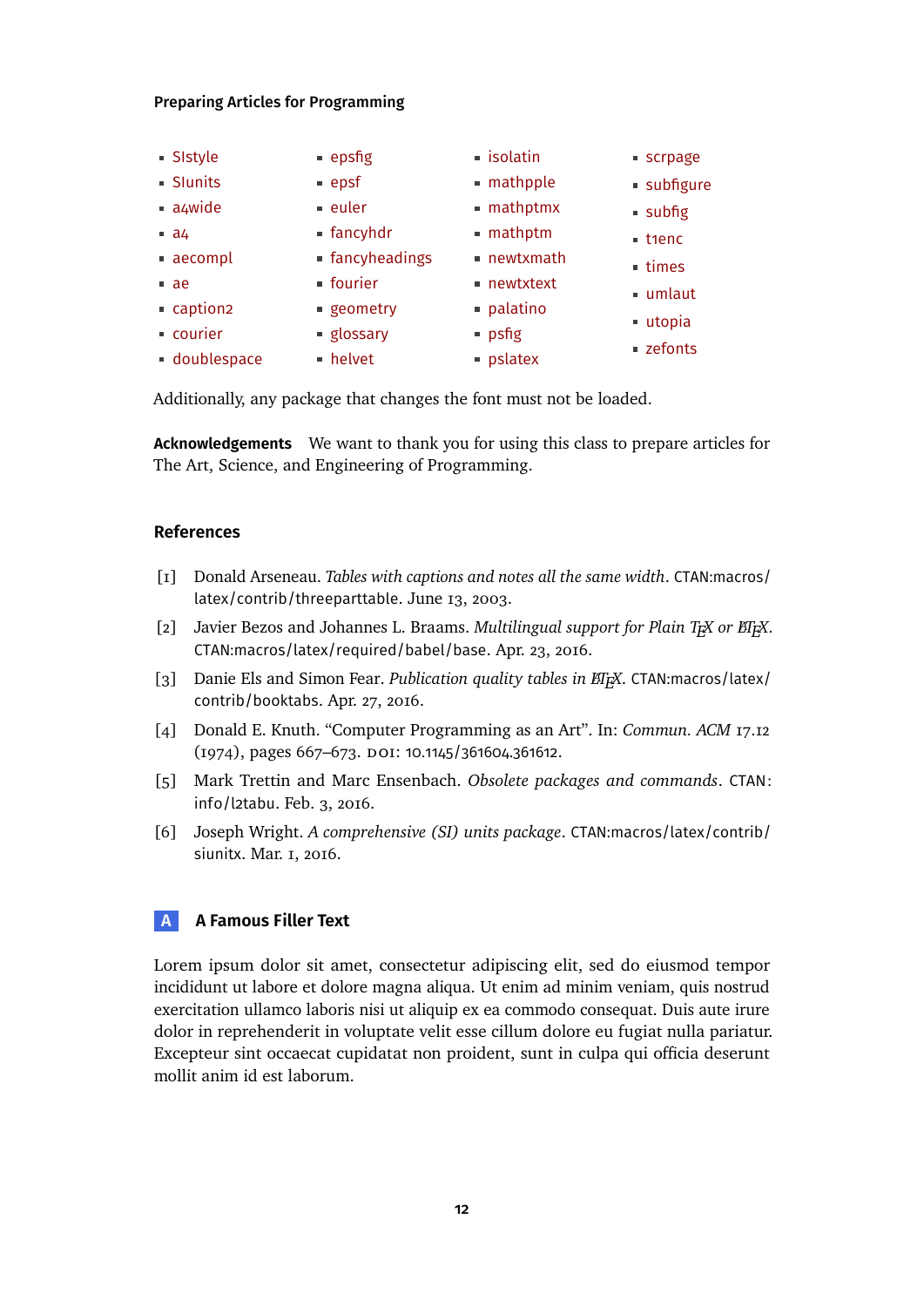- SIstyle
- SIunits
- a4wide
- a4
- aecompl
- ae
- caption2
- courier
- doublespace
- epsfig
- epsf
- euler
- fancyhdr
- fancyheadings
- fourier
- geometry
- glossary
- helvet
- isolatin
- mathpple
- mathptmx
- mathptm
- newtxmath
- newtxtext
- palatino
- psfig
- pslatex
- scrpage
- subfigure
- subfig
- t1enc
- times
- umlaut
- utopia
- zefonts

Additionally, any package that changes the font must not be loaded.

**Acknowledgements** We want to thank you for using this class to prepare articles for The Art, Science, and Engineering of Programming.

## References

[1] Donald Arseneau. *Tables with captions and notes all the same width*. CTAN:macros/latex/contrib/threeparttable. June 13, 2003.

[2] Javier Bezos and Johannes L. Braams. *Multilingual support for Plain TEX or LATEX*. CTAN:macros/latex/required/babel/base. Apr. 23, 2016.

[3] Danie Els and Simon Fear. *Publication quality tables in LATEX*. CTAN:macros/latex/contrib/booktabs. Apr. 27, 2016.

[4] Donald E. Knuth. "Computer Programming as an Art". In: *Commun. ACM* 17.12 (1974), pages 667–673. DOI: 10.1145/361604.361612.

[5] Mark Trettin and Marc Ensenbach. *Obsolete packages and commands*. CTAN:info/l2tabu. Feb. 3, 2016.

[6] Joseph Wright. *A comprehensive (SI) units package*. CTAN:macros/latex/contrib/siunitx. Mar. 1, 2016.

## A A Famous Filler Text

Lorem ipsum dolor sit amet, consectetur adipiscing elit, sed do eiusmod tempor incididunt ut labore et dolore magna aliqua. Ut enim ad minim veniam, quis nostrud exercitation ullamco laboris nisi ut aliquip ex ea commodo consequat. Duis aute irure dolor in reprehenderit in voluptate velit esse cillum dolore eu fugiat nulla pariatur. Excepteur sint occaecat cupidatat non proident, sunt in culpa qui officia deserunt mollit anim id est laborum.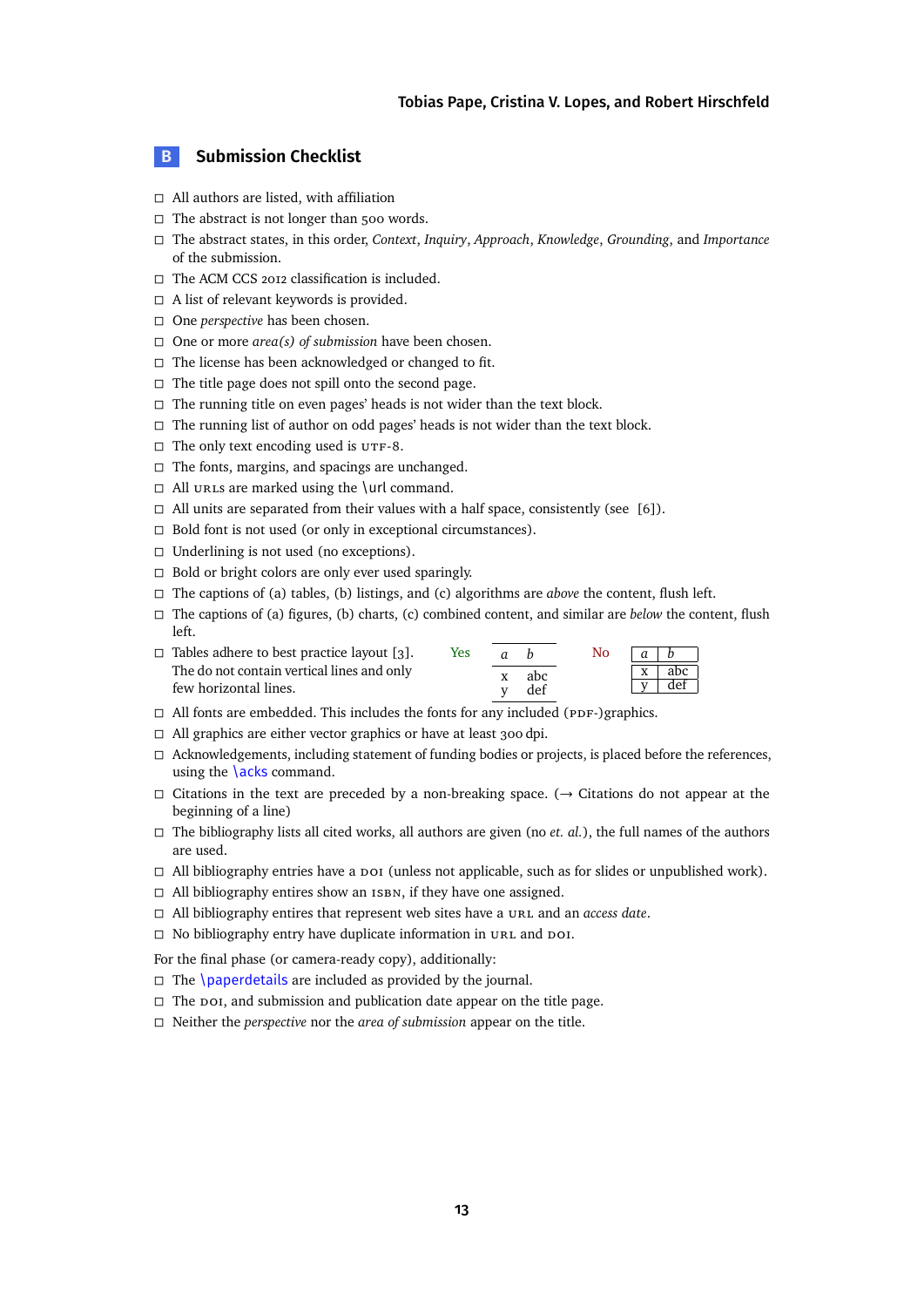## B Submission Checklist

- ☐ All authors are listed, with affiliation
- ☐ The abstract is not longer than 500 words.
- ☐ The abstract states, in this order, *Context*, *Inquiry*, *Approach*, *Knowledge*, *Grounding*, and *Importance* of the submission.
- ☐ The ACM CCS 2012 classification is included.
- ☐ A list of relevant keywords is provided.
- ☐ One *perspective* has been chosen.
- ☐ One or more *area(s) of submission* have been chosen.
- ☐ The license has been acknowledged or changed to fit.
- ☐ The title page does not spill onto the second page.
- ☐ The running title on even pages' heads is not wider than the text block.
- ☐ The running list of author on odd pages' heads is not wider than the text block.
- ☐ The only text encoding used is UTF-8.
- ☐ The fonts, margins, and spacings are unchanged.
- ☐ All URLs are marked using the `\url` command.
- ☐ All units are separated from their values with a half space, consistently (see [6]).
- ☐ Bold font is not used (or only in exceptional circumstances).
- ☐ Underlining is not used (no exceptions).
- ☐ Bold or bright colors are only ever used sparingly.
- ☐ The captions of (a) tables, (b) listings, and (c) algorithms are *above* the content, flush left.
- ☐ The captions of (a) figures, (b) charts, (c) combined content, and similar are *below* the content, flush left.
- ☐ Tables adhere to best practice layout [3]. The do not contain vertical lines and only few horizontal lines.

Yes

| *a* | *b* |
|---|---|
| x | abc |
| y | def |

No

| *a* | *b* |
|---|---|
| x | abc |
| y | def |

- ☐ All fonts are embedded. This includes the fonts for any included (PDF-)graphics.
- ☐ All graphics are either vector graphics or have at least 300 dpi.
- ☐ Acknowledgements, including statement of funding bodies or projects, is placed before the references, using the `\acks` command.
- ☐ Citations in the text are preceded by a non-breaking space. (→ Citations do not appear at the beginning of a line)
- ☐ The bibliography lists all cited works, all authors are given (no *et. al.*), the full names of the authors are used.
- ☐ All bibliography entries have a DOI (unless not applicable, such as for slides or unpublished work).
- ☐ All bibliography entires show an ISBN, if they have one assigned.
- ☐ All bibliography entires that represent web sites have a URL and an *access date*.
- ☐ No bibliography entry have duplicate information in URL and DOI.

For the final phase (or camera-ready copy), additionally:

- ☐ The `\paperdetails` are included as provided by the journal.
- ☐ The DOI, and submission and publication date appear on the title page.
- ☐ Neither the *perspective* nor the *area of submission* appear on the title.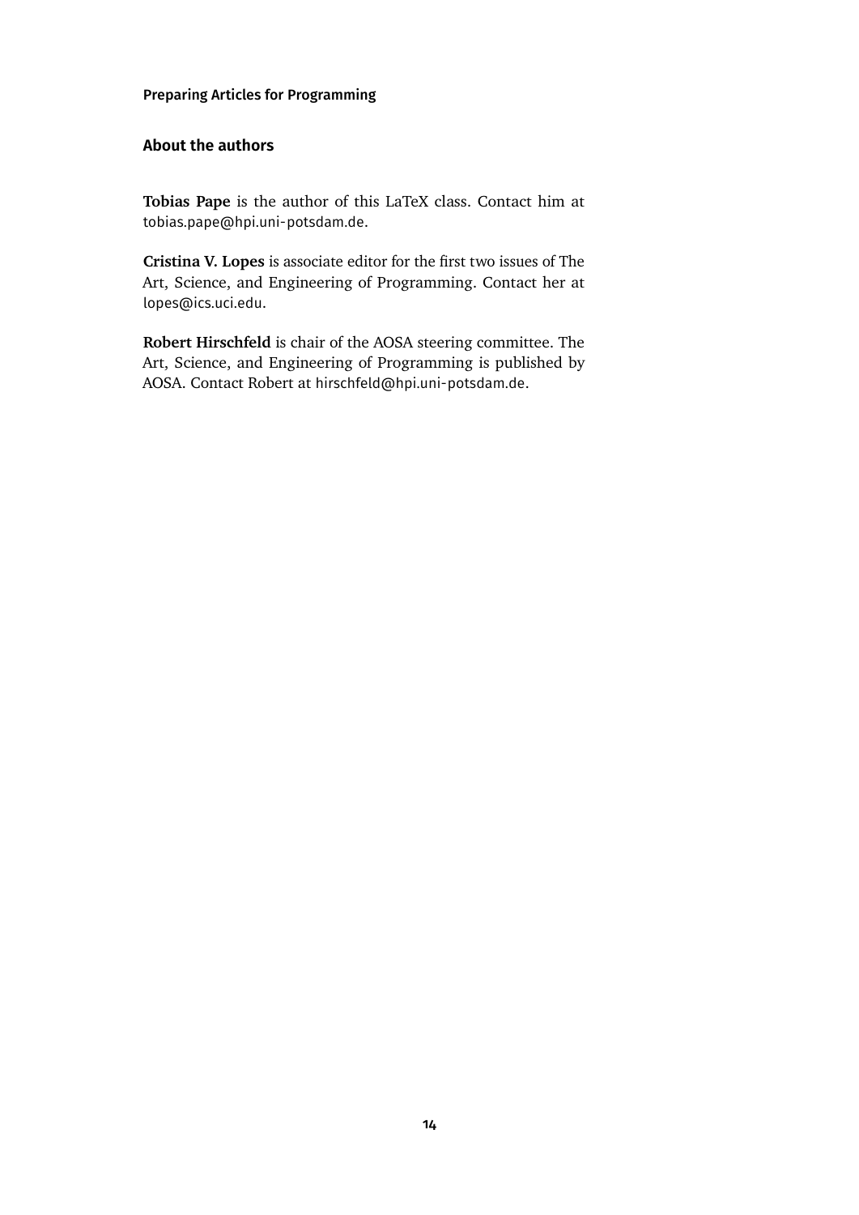## About the authors

**Tobias Pape** is the author of this LaTeX class. Contact him at tobias.pape@hpi.uni-potsdam.de.

**Cristina V. Lopes** is associate editor for the first two issues of The Art, Science, and Engineering of Programming. Contact her at lopes@ics.uci.edu.

**Robert Hirschfeld** is chair of the AOSA steering committee. The Art, Science, and Engineering of Programming is published by AOSA. Contact Robert at hirschfeld@hpi.uni-potsdam.de.